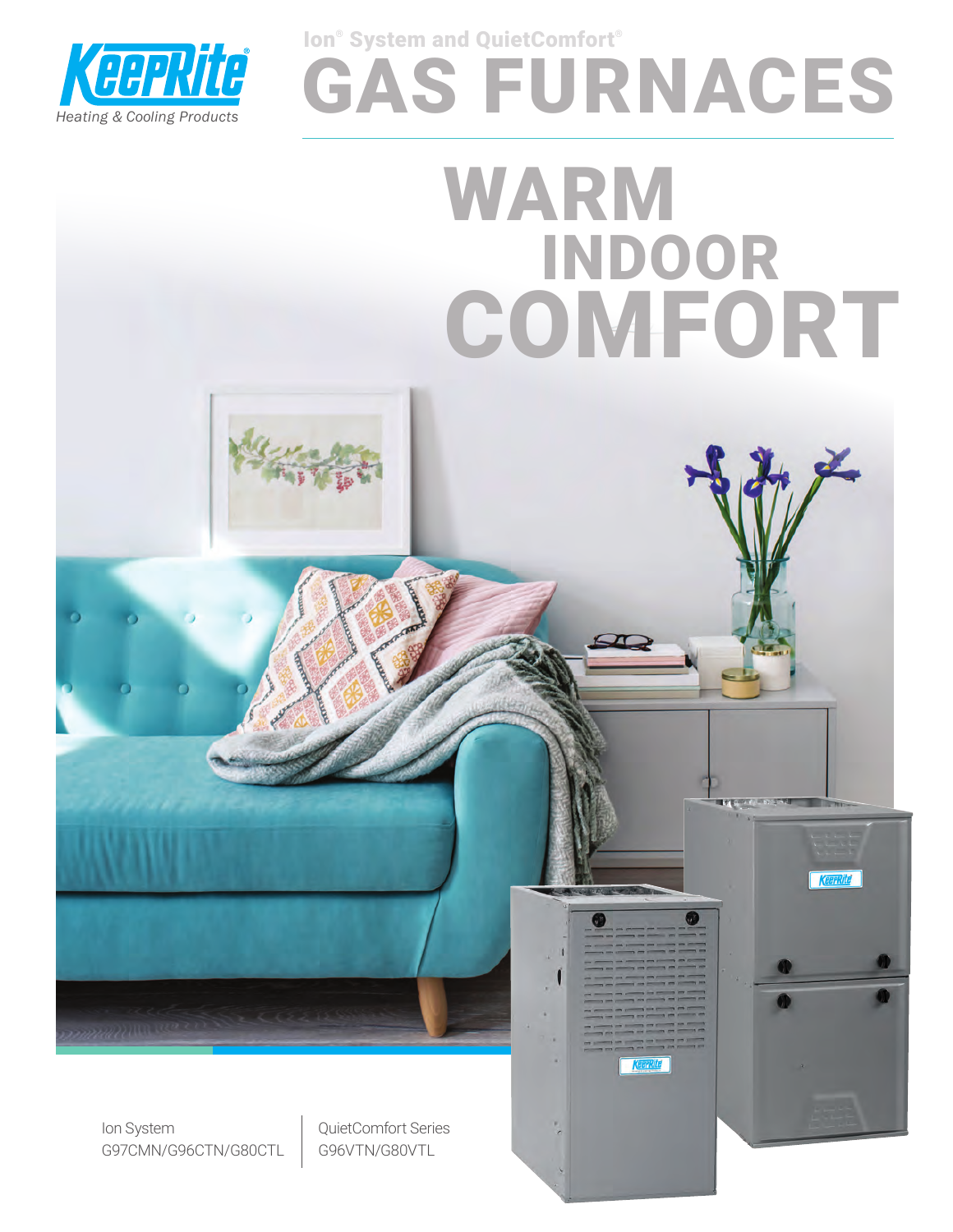KeepRite®
*Heating & Cooling Products*

Ion® System and QuietComfort®

# GAS FURNACES

# WARM INDOOR COMFORT

Ion System
G97CMN/G96CTN/G80CTL

QuietComfort Series
G96VTN/G80VTL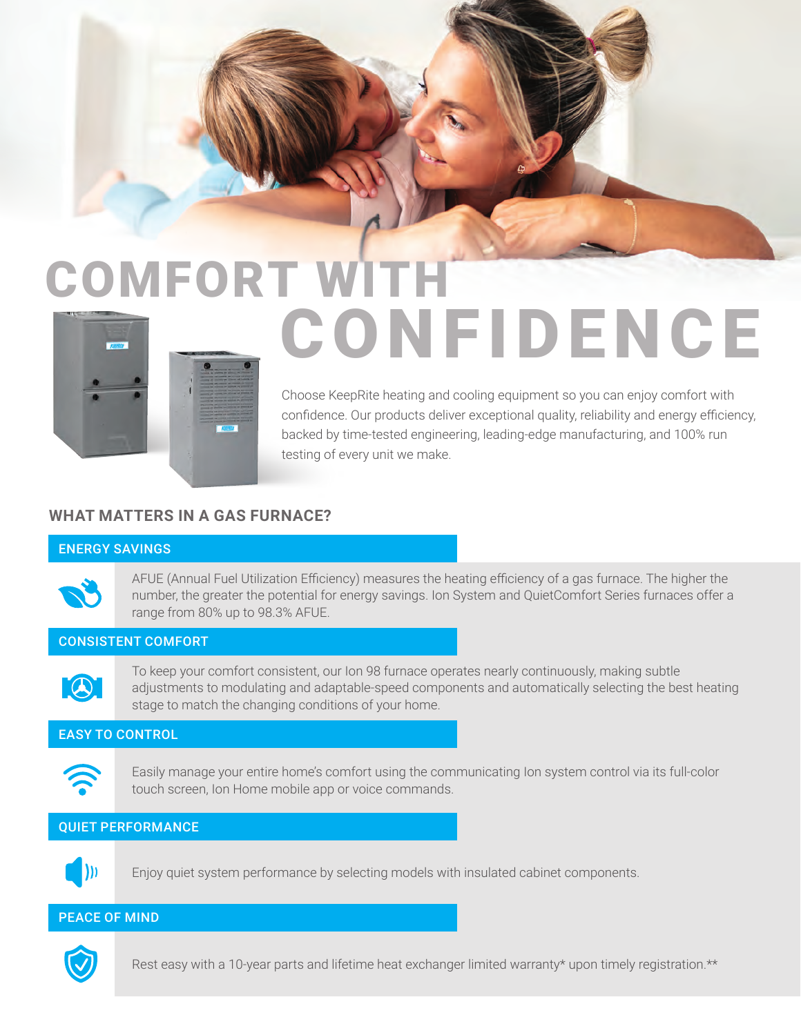# COMFORT WITH CONFIDENCE

Choose KeepRite heating and cooling equipment so you can enjoy comfort with confidence. Our products deliver exceptional quality, reliability and energy efficiency, backed by time-tested engineering, leading-edge manufacturing, and 100% run testing of every unit we make.

## WHAT MATTERS IN A GAS FURNACE?

### ENERGY SAVINGS

AFUE (Annual Fuel Utilization Efficiency) measures the heating efficiency of a gas furnace. The higher the number, the greater the potential for energy savings. Ion System and QuietComfort Series furnaces offer a range from 80% up to 98.3% AFUE.

### CONSISTENT COMFORT

To keep your comfort consistent, our Ion 98 furnace operates nearly continuously, making subtle adjustments to modulating and adaptable-speed components and automatically selecting the best heating stage to match the changing conditions of your home.

### EASY TO CONTROL

Easily manage your entire home's comfort using the communicating Ion system control via its full-color touch screen, Ion Home mobile app or voice commands.

### QUIET PERFORMANCE

Enjoy quiet system performance by selecting models with insulated cabinet components.

### PEACE OF MIND

Rest easy with a 10-year parts and lifetime heat exchanger limited warranty* upon timely registration.**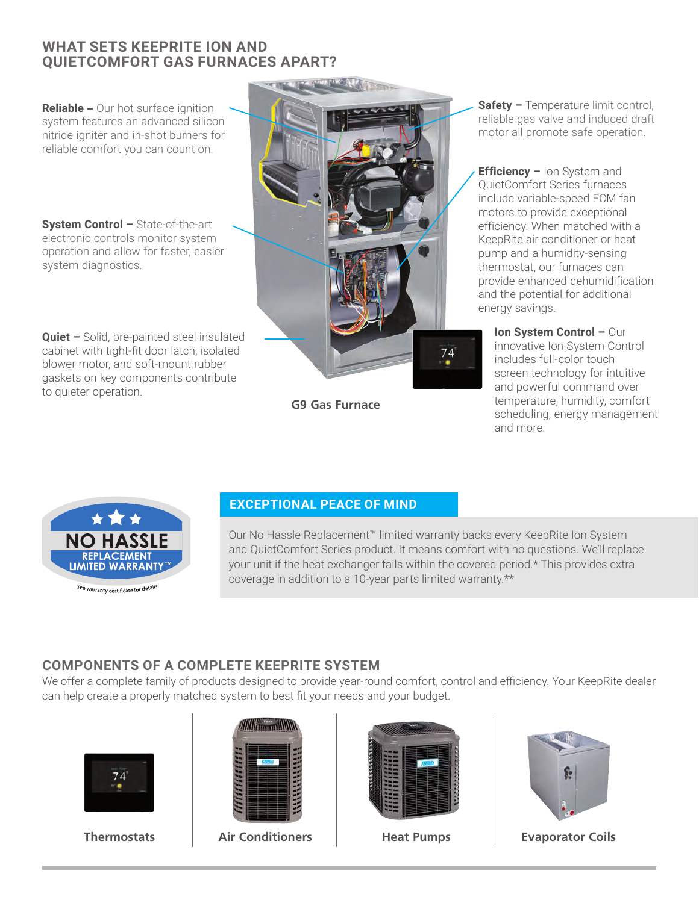## WHAT SETS KEEPRITE ION AND QUIETCOMFORT GAS FURNACES APART?

**Reliable –** Our hot surface ignition system features an advanced silicon nitride igniter and in-shot burners for reliable comfort you can count on.

**System Control –** State-of-the-art electronic controls monitor system operation and allow for faster, easier system diagnostics.

**Quiet –** Solid, pre-painted steel insulated cabinet with tight-fit door latch, isolated blower motor, and soft-mount rubber gaskets on key components contribute to quieter operation.

**Safety –** Temperature limit control, reliable gas valve and induced draft motor all promote safe operation.

**Efficiency –** Ion System and QuietComfort Series furnaces include variable-speed ECM fan motors to provide exceptional efficiency. When matched with a KeepRite air conditioner or heat pump and a humidity-sensing thermostat, our furnaces can provide enhanced dehumidification and the potential for additional energy savings.

**Ion System Control –** Our innovative Ion System Control includes full-color touch screen technology for intuitive and powerful command over temperature, humidity, comfort scheduling, energy management and more.

G9 Gas Furnace

NO HASSLE REPLACEMENT LIMITED WARRANTY™

See warranty certificate for details.

### EXCEPTIONAL PEACE OF MIND

Our No Hassle Replacement™ limited warranty backs every KeepRite Ion System and QuietComfort Series product. It means comfort with no questions. We'll replace your unit if the heat exchanger fails within the covered period.* This provides extra coverage in addition to a 10-year parts limited warranty.**

## COMPONENTS OF A COMPLETE KEEPRITE SYSTEM

We offer a complete family of products designed to provide year-round comfort, control and efficiency. Your KeepRite dealer can help create a properly matched system to best fit your needs and your budget.

Thermostats

Air Conditioners

Heat Pumps

Evaporator Coils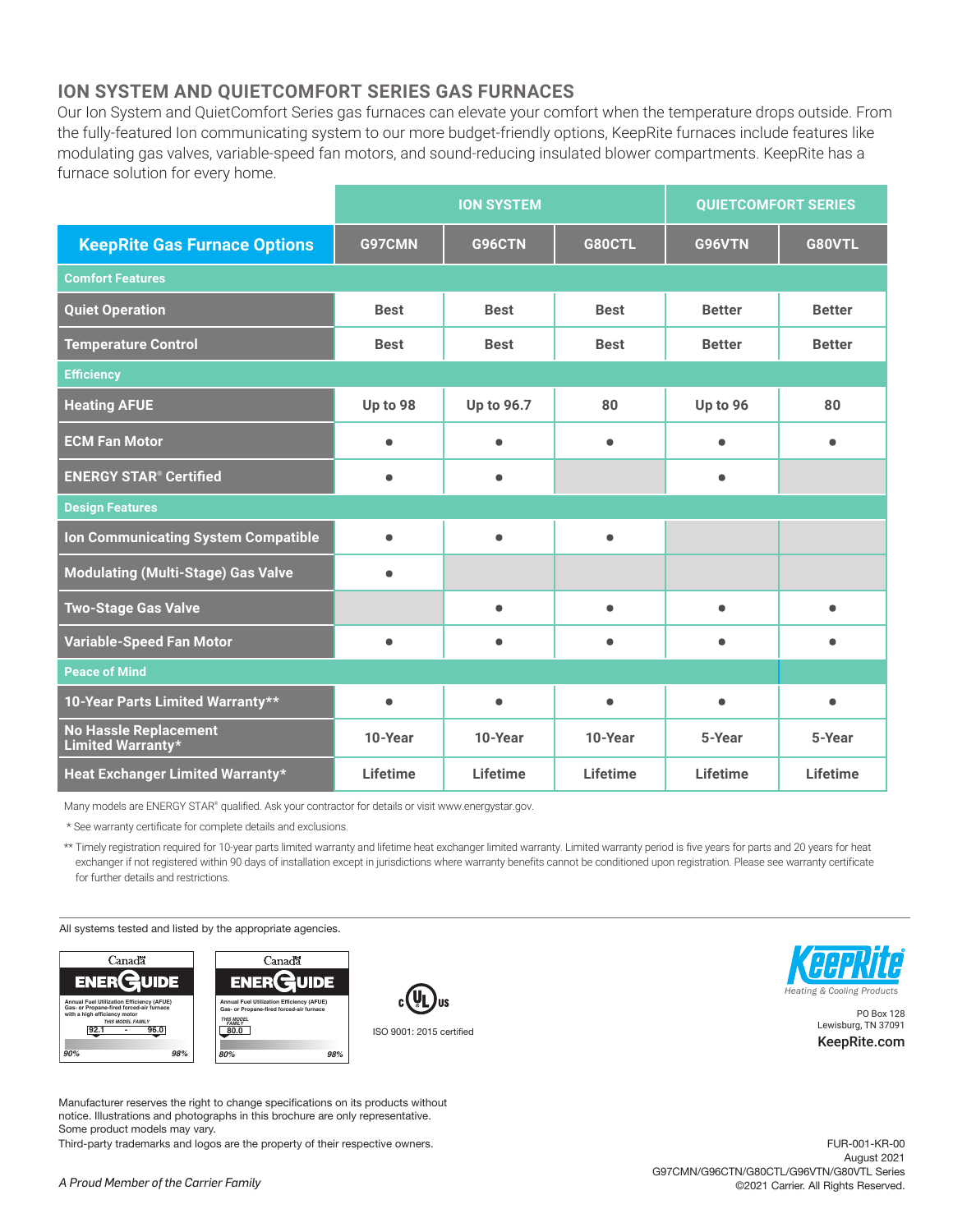## ION SYSTEM AND QUIETCOMFORT SERIES GAS FURNACES

Our Ion System and QuietComfort Series gas furnaces can elevate your comfort when the temperature drops outside. From the fully-featured Ion communicating system to our more budget-friendly options, KeepRite furnaces include features like modulating gas valves, variable-speed fan motors, and sound-reducing insulated blower compartments. KeepRite has a furnace solution for every home.

| | ION SYSTEM | | | QUIETCOMFORT SERIES | |
|---|---|---|---|---|---|
| **KeepRite Gas Furnace Options** | **G97CMN** | **G96CTN** | **G80CTL** | **G96VTN** | **G80VTL** |
| **Comfort Features** | | | | | |
| Quiet Operation | Best | Best | Best | Better | Better |
| Temperature Control | Best | Best | Best | Better | Better |
| **Efficiency** | | | | | |
| Heating AFUE | Up to 98 | Up to 96.7 | 80 | Up to 96 | 80 |
| ECM Fan Motor | ● | ● | ● | ● | ● |
| ENERGY STAR® Certified | ● | ● | | ● | |
| **Design Features** | | | | | |
| Ion Communicating System Compatible | ● | ● | ● | | |
| Modulating (Multi-Stage) Gas Valve | ● | | | | |
| Two-Stage Gas Valve | | ● | ● | ● | ● |
| Variable-Speed Fan Motor | ● | ● | ● | ● | ● |
| **Peace of Mind** | | | | | |
| 10-Year Parts Limited Warranty** | ● | ● | ● | ● | ● |
| No Hassle Replacement Limited Warranty* | 10-Year | 10-Year | 10-Year | 5-Year | 5-Year |
| Heat Exchanger Limited Warranty* | Lifetime | Lifetime | Lifetime | Lifetime | Lifetime |

Many models are ENERGY STAR® qualified. Ask your contractor for details or visit www.energystar.gov.

* See warranty certificate for complete details and exclusions.

** Timely registration required for 10-year parts limited warranty and lifetime heat exchanger limited warranty. Limited warranty period is five years for parts and 20 years for heat exchanger if not registered within 90 days of installation except in jurisdictions where warranty benefits cannot be conditioned upon registration. Please see warranty certificate for further details and restrictions.

All systems tested and listed by the appropriate agencies.

Canada ENERGUIDE
Annual Fuel Utilization Efficiency (AFUE)
Gas- or Propane-fired forced-air furnace with a high efficiency motor
THIS MODEL FAMILY
92.1 - 96.0
90% 98%

Canada ENERGUIDE
Annual Fuel Utilization Efficiency (AFUE)
Gas- or Propane-fired forced-air furnace
THIS MODEL FAMILY
80.0
80% 98%

ISO 9001: 2015 certified

KeepRite
Heating & Cooling Products

PO Box 128
Lewisburg, TN 37091
KeepRite.com

Manufacturer reserves the right to change specifications on its products without notice. Illustrations and photographs in this brochure are only representative. Some product models may vary.
Third-party trademarks and logos are the property of their respective owners.

*A Proud Member of the Carrier Family*

FUR-001-KR-00
August 2021
G97CMN/G96CTN/G80CTL/G96VTN/G80VTL Series
©2021 Carrier. All Rights Reserved.